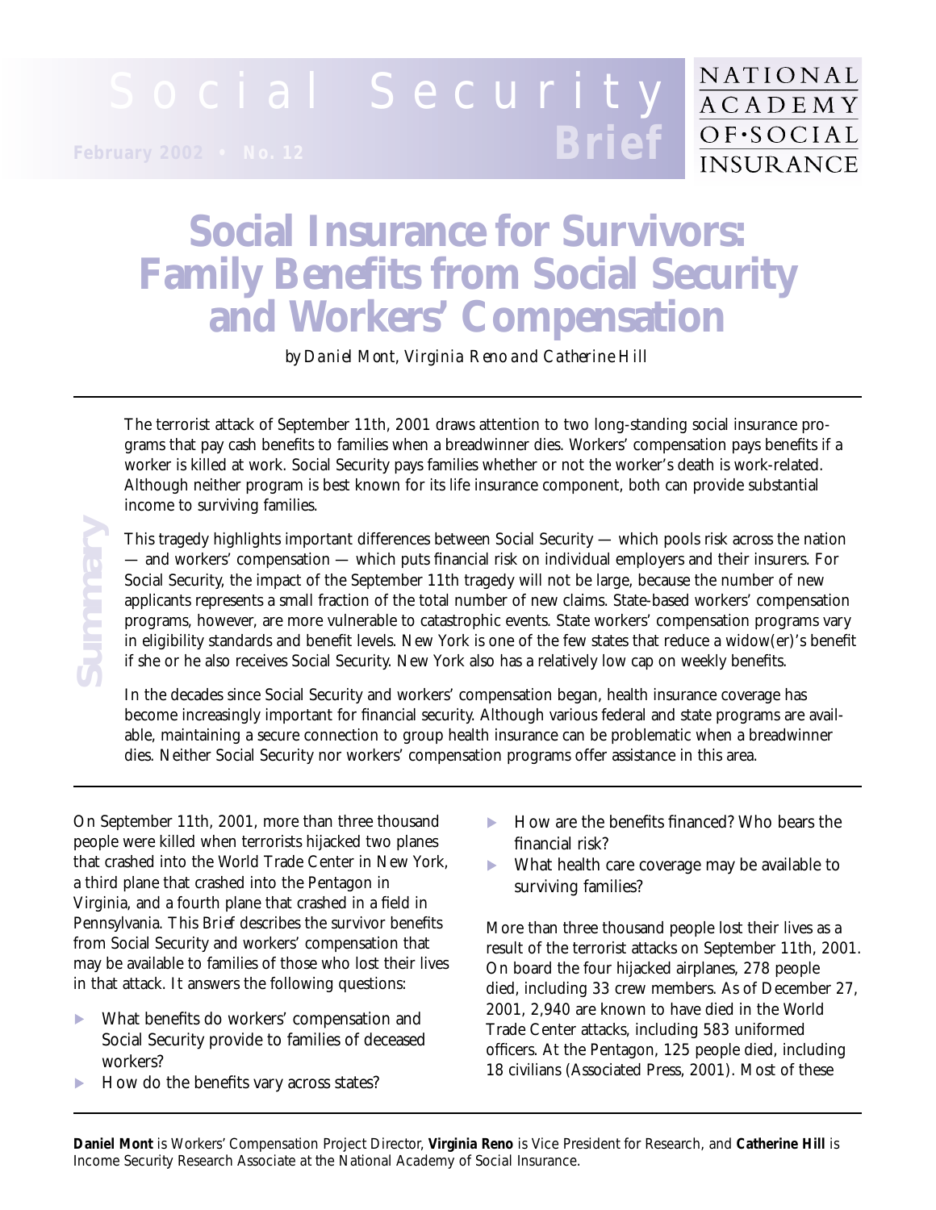Social Security Brief

February 2002 • No. 12

NATIONAL ACADEMY OF·SOCIAL INSURANCE

# Social Insurance for Survivors: Family Benefits from Social Security and Workers' Compensation

*by Daniel Mont, Virginia Reno and Catherine Hill*

## Summary

The terrorist attack of September 11th, 2001 draws attention to two long-standing social insurance programs that pay cash benefits to families when a breadwinner dies. Workers' compensation pays benefits if a worker is killed at work. Social Security pays families whether or not the worker's death is work-related. Although neither program is best known for its life insurance component, both can provide substantial income to surviving families.

This tragedy highlights important differences between Social Security — which pools risk across the nation — and workers' compensation — which puts financial risk on individual employers and their insurers. For Social Security, the impact of the September 11th tragedy will not be large, because the number of new applicants represents a small fraction of the total number of new claims. State-based workers' compensation programs, however, are more vulnerable to catastrophic events. State workers' compensation programs vary in eligibility standards and benefit levels. New York is one of the few states that reduce a widow(er)'s benefit if she or he also receives Social Security. New York also has a relatively low cap on weekly benefits.

In the decades since Social Security and workers' compensation began, health insurance coverage has become increasingly important for financial security. Although various federal and state programs are available, maintaining a secure connection to group health insurance can be problematic when a breadwinner dies. Neither Social Security nor workers' compensation programs offer assistance in this area.

---

On September 11th, 2001, more than three thousand people were killed when terrorists hijacked two planes that crashed into the World Trade Center in New York, a third plane that crashed into the Pentagon in Virginia, and a fourth plane that crashed in a field in Pennsylvania. This *Brief* describes the survivor benefits from Social Security and workers' compensation that may be available to families of those who lost their lives in that attack. It answers the following questions:

- What benefits do workers' compensation and Social Security provide to families of deceased workers?
- How do the benefits vary across states?
- How are the benefits financed? Who bears the financial risk?
- What health care coverage may be available to surviving families?

More than three thousand people lost their lives as a result of the terrorist attacks on September 11th, 2001. On board the four hijacked airplanes, 278 people died, including 33 crew members. As of December 27, 2001, 2,940 are known to have died in the World Trade Center attacks, including 583 uniformed officers. At the Pentagon, 125 people died, including 18 civilians (Associated Press, 2001). Most of these

---

**Daniel Mont** is Workers' Compensation Project Director, **Virginia Reno** is Vice President for Research, and **Catherine Hill** is Income Security Research Associate at the National Academy of Social Insurance.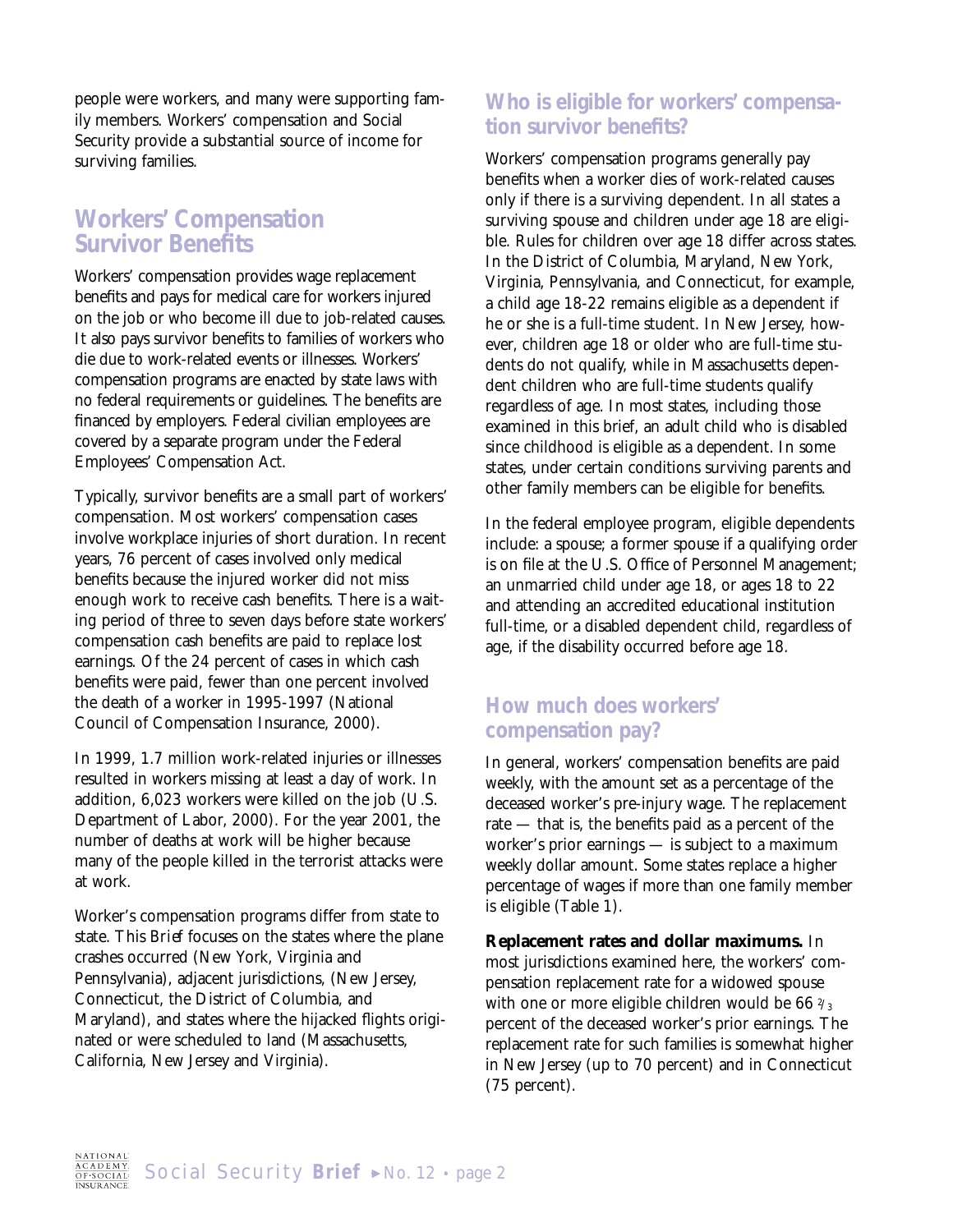people were workers, and many were supporting family members. Workers' compensation and Social Security provide a substantial source of income for surviving families.

## Workers' Compensation Survivor Benefits

Workers' compensation provides wage replacement benefits and pays for medical care for workers injured on the job or who become ill due to job-related causes. It also pays survivor benefits to families of workers who die due to work-related events or illnesses. Workers' compensation programs are enacted by state laws with no federal requirements or guidelines. The benefits are financed by employers. Federal civilian employees are covered by a separate program under the Federal Employees' Compensation Act.

Typically, survivor benefits are a small part of workers' compensation. Most workers' compensation cases involve workplace injuries of short duration. In recent years, 76 percent of cases involved only medical benefits because the injured worker did not miss enough work to receive cash benefits. There is a waiting period of three to seven days before state workers' compensation cash benefits are paid to replace lost earnings. Of the 24 percent of cases in which cash benefits were paid, fewer than one percent involved the death of a worker in 1995-1997 (National Council of Compensation Insurance, 2000).

In 1999, 1.7 million work-related injuries or illnesses resulted in workers missing at least a day of work. In addition, 6,023 workers were killed on the job (U.S. Department of Labor, 2000). For the year 2001, the number of deaths at work will be higher because many of the people killed in the terrorist attacks were at work.

Worker's compensation programs differ from state to state. This *Brief* focuses on the states where the plane crashes occurred (New York, Virginia and Pennsylvania), adjacent jurisdictions, (New Jersey, Connecticut, the District of Columbia, and Maryland), and states where the hijacked flights originated or were scheduled to land (Massachusetts, California, New Jersey and Virginia).

### Who is eligible for workers' compensation survivor benefits?

Workers' compensation programs generally pay benefits when a worker dies of work-related causes only if there is a surviving dependent. In all states a surviving spouse and children under age 18 are eligible. Rules for children over age 18 differ across states. In the District of Columbia, Maryland, New York, Virginia, Pennsylvania, and Connecticut, for example, a child age 18-22 remains eligible as a dependent if he or she is a full-time student. In New Jersey, however, children age 18 or older who are full-time students do not qualify, while in Massachusetts dependent children who are full-time students qualify regardless of age. In most states, including those examined in this brief, an adult child who is disabled since childhood is eligible as a dependent. In some states, under certain conditions surviving parents and other family members can be eligible for benefits.

In the federal employee program, eligible dependents include: a spouse; a former spouse if a qualifying order is on file at the U.S. Office of Personnel Management; an unmarried child under age 18, or ages 18 to 22 and attending an accredited educational institution full-time, or a disabled dependent child, regardless of age, if the disability occurred before age 18.

### How much does workers' compensation pay?

In general, workers' compensation benefits are paid weekly, with the amount set as a percentage of the deceased worker's pre-injury wage. The replacement rate — that is, the benefits paid as a percent of the worker's prior earnings — is subject to a maximum weekly dollar amount. Some states replace a higher percentage of wages if more than one family member is eligible (Table 1).

**Replacement rates and dollar maximums.** In most jurisdictions examined here, the workers' compensation replacement rate for a widowed spouse with one or more eligible children would be 66 $^{2}/_{3}$ percent of the deceased worker's prior earnings. The replacement rate for such families is somewhat higher in New Jersey (up to 70 percent) and in Connecticut (75 percent).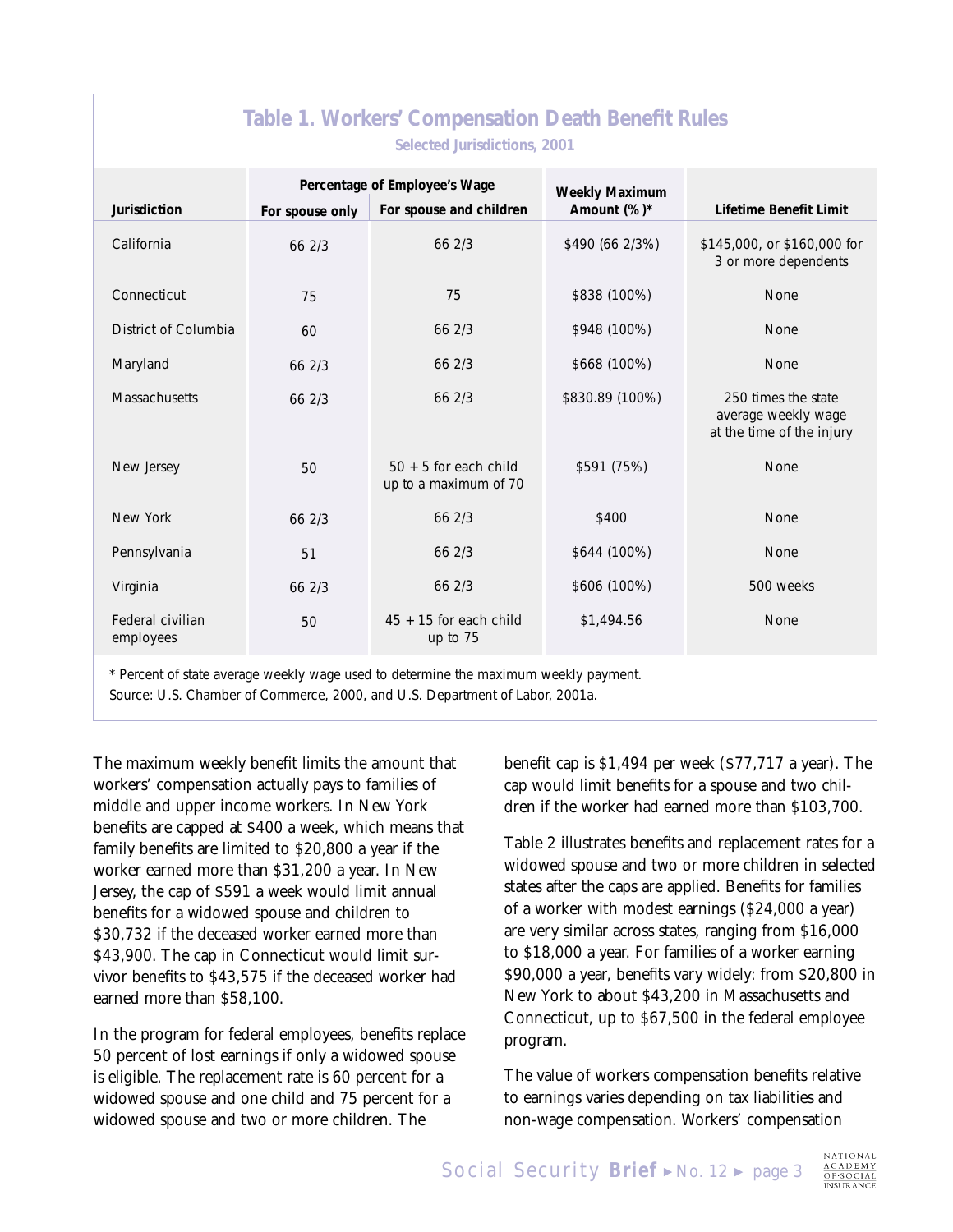## Table 1. Workers' Compensation Death Benefit Rules

Selected Jurisdictions, 2001

| Jurisdiction | Percentage of Employee's Wage | | Weekly Maximum Amount (%)* | Lifetime Benefit Limit |
|---|---|---|---|---|
| | For spouse only | For spouse and children | | |
| California | 66 2/3 | 66 2/3 | $490 (66 2/3%) | $145,000, or $160,000 for 3 or more dependents |
| Connecticut | 75 | 75 | $838 (100%) | None |
| District of Columbia | 60 | 66 2/3 | $948 (100%) | None |
| Maryland | 66 2/3 | 66 2/3 | $668 (100%) | None |
| Massachusetts | 66 2/3 | 66 2/3 | $830.89 (100%) | 250 times the state average weekly wage at the time of the injury |
| New Jersey | 50 | 50 + 5 for each child up to a maximum of 70 | $591 (75%) | None |
| New York | 66 2/3 | 66 2/3 | $400 | None |
| Pennsylvania | 51 | 66 2/3 | $644 (100%) | None |
| Virginia | 66 2/3 | 66 2/3 | $606 (100%) | 500 weeks |
| Federal civilian employees | 50 | 45 + 15 for each child up to 75 | $1,494.56 | None |

* Percent of state average weekly wage used to determine the maximum weekly payment.

Source: U.S. Chamber of Commerce, 2000, and U.S. Department of Labor, 2001a.

The maximum weekly benefit limits the amount that workers' compensation actually pays to families of middle and upper income workers. In New York benefits are capped at $400 a week, which means that family benefits are limited to $20,800 a year if the worker earned more than $31,200 a year. In New Jersey, the cap of $591 a week would limit annual benefits for a widowed spouse and children to $30,732 if the deceased worker earned more than $43,900. The cap in Connecticut would limit survivor benefits to $43,575 if the deceased worker had earned more than $58,100.

In the program for federal employees, benefits replace 50 percent of lost earnings if only a widowed spouse is eligible. The replacement rate is 60 percent for a widowed spouse and one child and 75 percent for a widowed spouse and two or more children. The benefit cap is $1,494 per week ($77,717 a year). The cap would limit benefits for a spouse and two children if the worker had earned more than $103,700.

Table 2 illustrates benefits and replacement rates for a widowed spouse and two or more children in selected states after the caps are applied. Benefits for families of a worker with modest earnings ($24,000 a year) are very similar across states, ranging from $16,000 to $18,000 a year. For families of a worker earning $90,000 a year, benefits vary widely: from $20,800 in New York to about $43,200 in Massachusetts and Connecticut, up to $67,500 in the federal employee program.

The value of workers compensation benefits relative to earnings varies depending on tax liabilities and non-wage compensation. Workers' compensation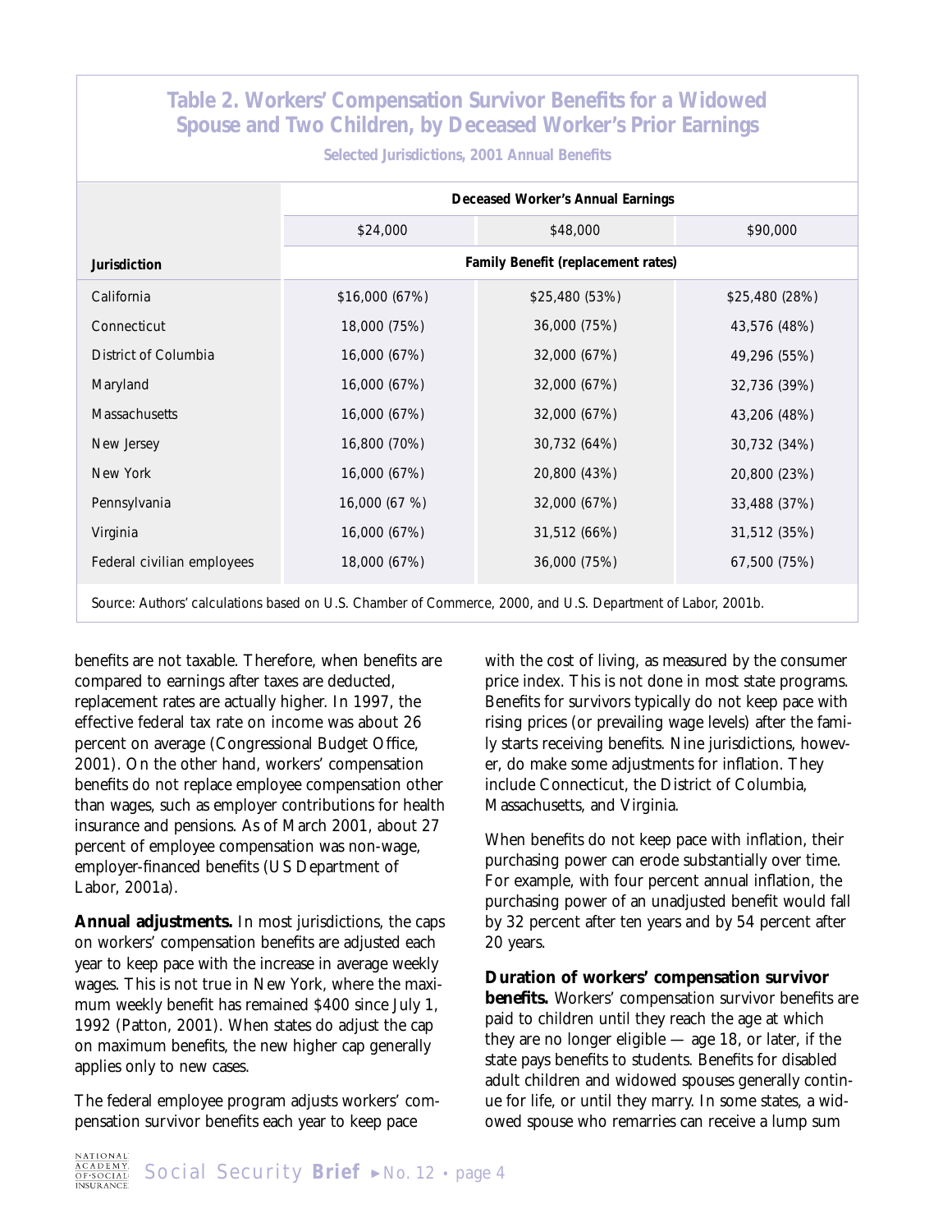**Table 2. Workers' Compensation Survivor Benefits for a Widowed Spouse and Two Children, by Deceased Worker's Prior Earnings**

Selected Jurisdictions, 2001 Annual Benefits

| | Deceased Worker's Annual Earnings | | |
|---|---|---|---|
| | $24,000 | $48,000 | $90,000 |
| **Jurisdiction** | **Family Benefit (replacement rates)** | | |
| California | $16,000 (67%) | $25,480 (53%) | $25,480 (28%) |
| Connecticut | 18,000 (75%) | 36,000 (75%) | 43,576 (48%) |
| District of Columbia | 16,000 (67%) | 32,000 (67%) | 49,296 (55%) |
| Maryland | 16,000 (67%) | 32,000 (67%) | 32,736 (39%) |
| Massachusetts | 16,000 (67%) | 32,000 (67%) | 43,206 (48%) |
| New Jersey | 16,800 (70%) | 30,732 (64%) | 30,732 (34%) |
| New York | 16,000 (67%) | 20,800 (43%) | 20,800 (23%) |
| Pennsylvania | 16,000 (67 %) | 32,000 (67%) | 33,488 (37%) |
| Virginia | 16,000 (67%) | 31,512 (66%) | 31,512 (35%) |
| Federal civilian employees | 18,000 (67%) | 36,000 (75%) | 67,500 (75%) |

Source: Authors' calculations based on U.S. Chamber of Commerce, 2000, and U.S. Department of Labor, 2001b.

benefits are not taxable. Therefore, when benefits are compared to earnings after taxes are deducted, replacement rates are actually higher. In 1997, the effective federal tax rate on income was about 26 percent on average (Congressional Budget Office, 2001). On the other hand, workers' compensation benefits do not replace employee compensation other than wages, such as employer contributions for health insurance and pensions. As of March 2001, about 27 percent of employee compensation was non-wage, employer-financed benefits (US Department of Labor, 2001a).

**Annual adjustments.** In most jurisdictions, the caps on workers' compensation benefits are adjusted each year to keep pace with the increase in average weekly wages. This is not true in New York, where the maximum weekly benefit has remained $400 since July 1, 1992 (Patton, 2001). When states do adjust the cap on maximum benefits, the new higher cap generally applies only to new cases.

The federal employee program adjusts workers' compensation survivor benefits each year to keep pace with the cost of living, as measured by the consumer price index. This is not done in most state programs. Benefits for survivors typically do not keep pace with rising prices (or prevailing wage levels) after the family starts receiving benefits. Nine jurisdictions, however, do make some adjustments for inflation. They include Connecticut, the District of Columbia, Massachusetts, and Virginia.

When benefits do not keep pace with inflation, their purchasing power can erode substantially over time. For example, with four percent annual inflation, the purchasing power of an unadjusted benefit would fall by 32 percent after ten years and by 54 percent after 20 years.

**Duration of workers' compensation survivor benefits.** Workers' compensation survivor benefits are paid to children until they reach the age at which they are no longer eligible — age 18, or later, if the state pays benefits to students. Benefits for disabled adult children and widowed spouses generally continue for life, or until they marry. In some states, a widowed spouse who remarries can receive a lump sum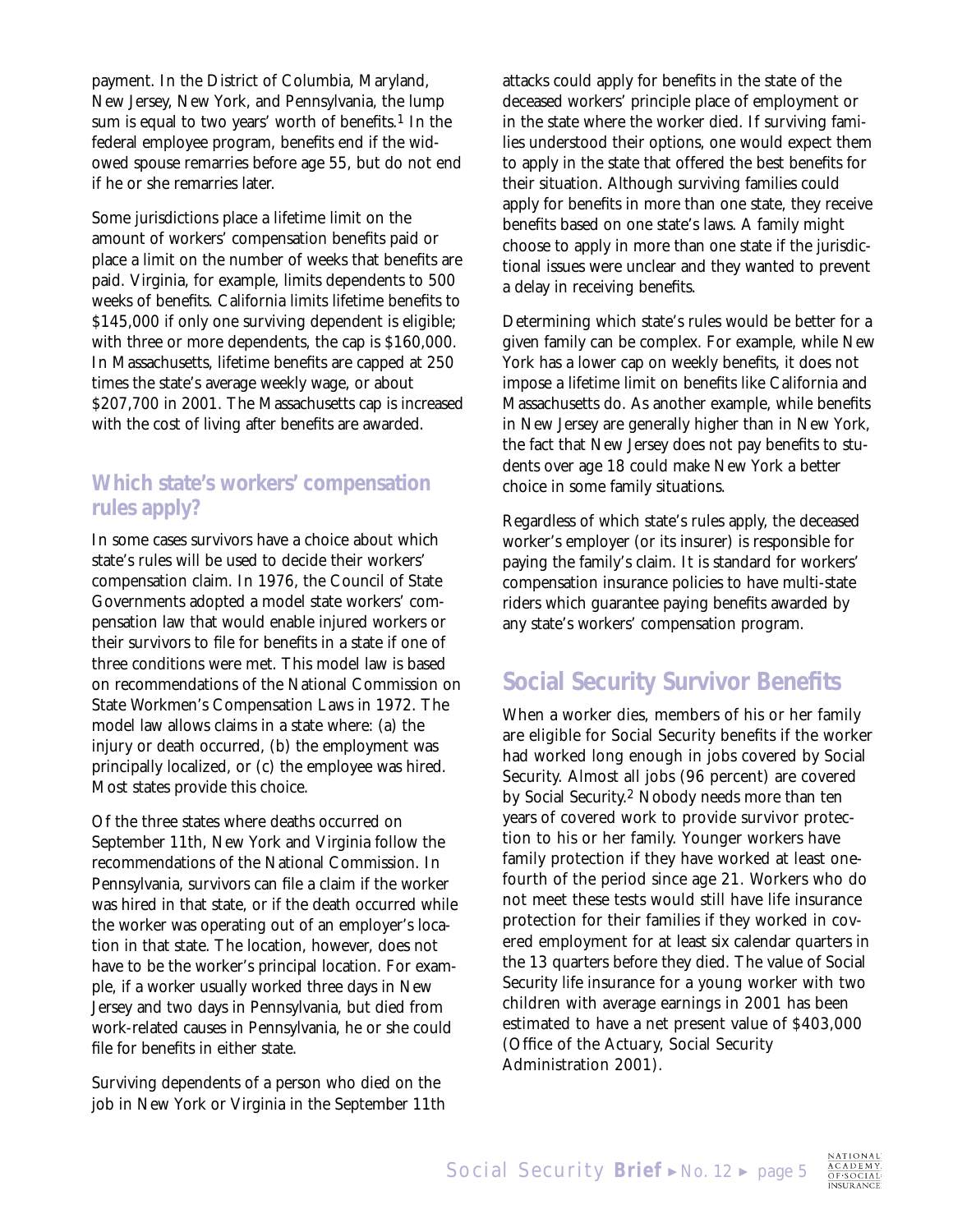payment. In the District of Columbia, Maryland, New Jersey, New York, and Pennsylvania, the lump sum is equal to two years' worth of benefits.[1] In the federal employee program, benefits end if the widowed spouse remarries before age 55, but do not end if he or she remarries later.

Some jurisdictions place a lifetime limit on the amount of workers' compensation benefits paid or place a limit on the number of weeks that benefits are paid. Virginia, for example, limits dependents to 500 weeks of benefits. California limits lifetime benefits to $145,000 if only one surviving dependent is eligible; with three or more dependents, the cap is $160,000. In Massachusetts, lifetime benefits are capped at 250 times the state's average weekly wage, or about $207,700 in 2001. The Massachusetts cap is increased with the cost of living after benefits are awarded.

### Which state's workers' compensation rules apply?

In some cases survivors have a choice about which state's rules will be used to decide their workers' compensation claim. In 1976, the Council of State Governments adopted a model state workers' compensation law that would enable injured workers or their survivors to file for benefits in a state if one of three conditions were met. This model law is based on recommendations of the National Commission on State Workmen's Compensation Laws in 1972. The model law allows claims in a state where: (a) the injury or death occurred, (b) the employment was principally localized, or (c) the employee was hired. Most states provide this choice.

Of the three states where deaths occurred on September 11th, New York and Virginia follow the recommendations of the National Commission. In Pennsylvania, survivors can file a claim if the worker was hired in that state, or if the death occurred while the worker was operating out of an employer's location in that state. The location, however, does not have to be the worker's principal location. For example, if a worker usually worked three days in New Jersey and two days in Pennsylvania, but died from work-related causes in Pennsylvania, he or she could file for benefits in either state.

Surviving dependents of a person who died on the job in New York or Virginia in the September 11th attacks could apply for benefits in the state of the deceased workers' principle place of employment or in the state where the worker died. If surviving families understood their options, one would expect them to apply in the state that offered the best benefits for their situation. Although surviving families could apply for benefits in more than one state, they receive benefits based on one state's laws. A family might choose to apply in more than one state if the jurisdictional issues were unclear and they wanted to prevent a delay in receiving benefits.

Determining which state's rules would be better for a given family can be complex. For example, while New York has a lower cap on weekly benefits, it does not impose a lifetime limit on benefits like California and Massachusetts do. As another example, while benefits in New Jersey are generally higher than in New York, the fact that New Jersey does not pay benefits to students over age 18 could make New York a better choice in some family situations.

Regardless of which state's rules apply, the deceased worker's employer (or its insurer) is responsible for paying the family's claim. It is standard for workers' compensation insurance policies to have multi-state riders which guarantee paying benefits awarded by any state's workers' compensation program.

## Social Security Survivor Benefits

When a worker dies, members of his or her family are eligible for Social Security benefits if the worker had worked long enough in jobs covered by Social Security. Almost all jobs (96 percent) are covered by Social Security.[2] Nobody needs more than ten years of covered work to provide survivor protection to his or her family. Younger workers have family protection if they have worked at least one-fourth of the period since age 21. Workers who do not meet these tests would still have life insurance protection for their families if they worked in covered employment for at least six calendar quarters in the 13 quarters before they died. The value of Social Security life insurance for a young worker with two children with average earnings in 2001 has been estimated to have a net present value of $403,000 (Office of the Actuary, Social Security Administration 2001).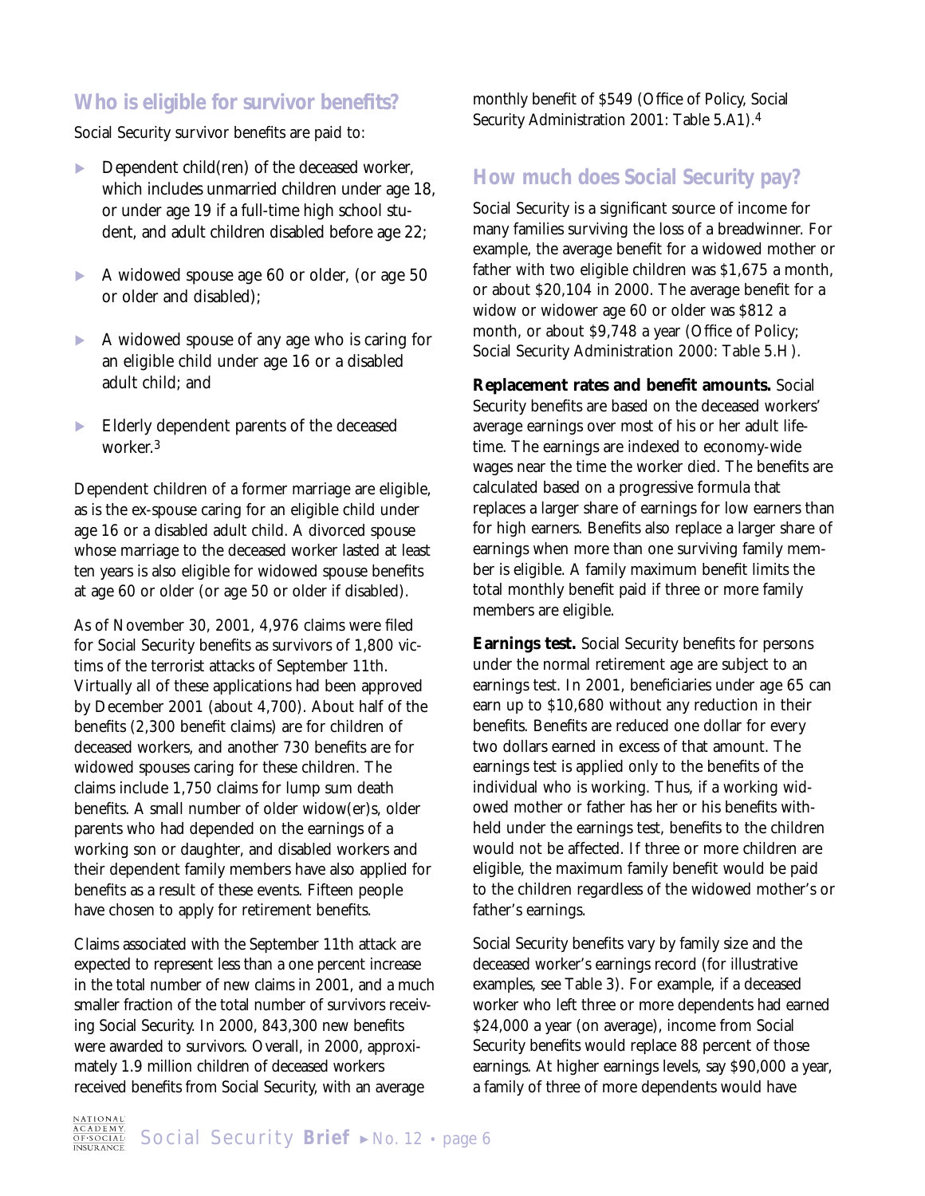## Who is eligible for survivor benefits?

Social Security survivor benefits are paid to:

- Dependent child(ren) of the deceased worker, which includes unmarried children under age 18, or under age 19 if a full-time high school student, and adult children disabled before age 22;
- A widowed spouse age 60 or older, (or age 50 or older and disabled);
- A widowed spouse of any age who is caring for an eligible child under age 16 or a disabled adult child; and
- Elderly dependent parents of the deceased worker.[3]

Dependent children of a former marriage are eligible, as is the ex-spouse caring for an eligible child under age 16 or a disabled adult child. A divorced spouse whose marriage to the deceased worker lasted at least ten years is also eligible for widowed spouse benefits at age 60 or older (or age 50 or older if disabled).

As of November 30, 2001, 4,976 claims were filed for Social Security benefits as survivors of 1,800 victims of the terrorist attacks of September 11th. Virtually all of these applications had been approved by December 2001 (about 4,700). About half of the benefits (2,300 benefit claims) are for children of deceased workers, and another 730 benefits are for widowed spouses caring for these children. The claims include 1,750 claims for lump sum death benefits. A small number of older widow(er)s, older parents who had depended on the earnings of a working son or daughter, and disabled workers and their dependent family members have also applied for benefits as a result of these events. Fifteen people have chosen to apply for retirement benefits.

Claims associated with the September 11th attack are expected to represent less than a one percent increase in the total number of new claims in 2001, and a much smaller fraction of the total number of survivors receiving Social Security. In 2000, 843,300 new benefits were awarded to survivors. Overall, in 2000, approximately 1.9 million children of deceased workers received benefits from Social Security, with an average monthly benefit of $549 (Office of Policy, Social Security Administration 2001: Table 5.A1).[4]

## How much does Social Security pay?

Social Security is a significant source of income for many families surviving the loss of a breadwinner. For example, the average benefit for a widowed mother or father with two eligible children was $1,675 a month, or about $20,104 in 2000. The average benefit for a widow or widower age 60 or older was $812 a month, or about $9,748 a year (Office of Policy; Social Security Administration 2000: Table 5.H).

**Replacement rates and benefit amounts.** Social Security benefits are based on the deceased workers' average earnings over most of his or her adult lifetime. The earnings are indexed to economy-wide wages near the time the worker died. The benefits are calculated based on a progressive formula that replaces a larger share of earnings for low earners than for high earners. Benefits also replace a larger share of earnings when more than one surviving family member is eligible. A family maximum benefit limits the total monthly benefit paid if three or more family members are eligible.

**Earnings test.** Social Security benefits for persons under the normal retirement age are subject to an earnings test. In 2001, beneficiaries under age 65 can earn up to $10,680 without any reduction in their benefits. Benefits are reduced one dollar for every two dollars earned in excess of that amount. The earnings test is applied only to the benefits of the individual who is working. Thus, if a working widowed mother or father has her or his benefits withheld under the earnings test, benefits to the children would not be affected. If three or more children are eligible, the maximum family benefit would be paid to the children regardless of the widowed mother's or father's earnings.

Social Security benefits vary by family size and the deceased worker's earnings record (for illustrative examples, see Table 3). For example, if a deceased worker who left three or more dependents had earned $24,000 a year (on average), income from Social Security benefits would replace 88 percent of those earnings. At higher earnings levels, say $90,000 a year, a family of three of more dependents would have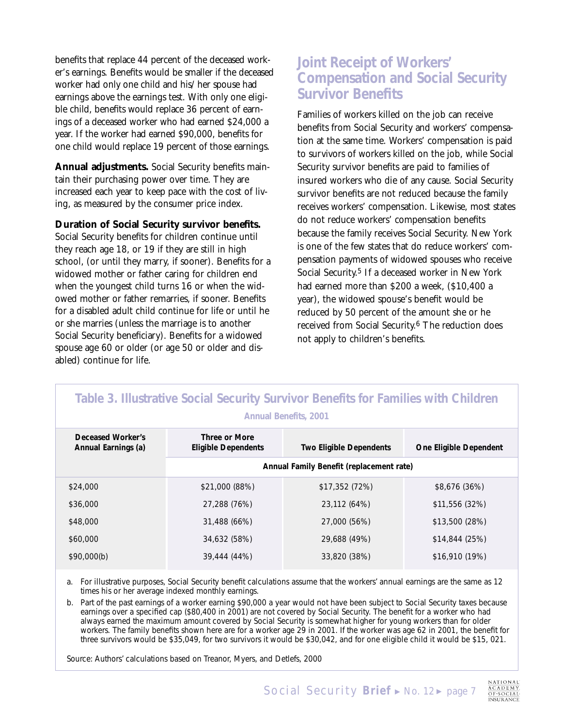benefits that replace 44 percent of the deceased worker's earnings. Benefits would be smaller if the deceased worker had only one child and his/ her spouse had earnings above the earnings test. With only one eligible child, benefits would replace 36 percent of earnings of a deceased worker who had earned $24,000 a year. If the worker had earned $90,000, benefits for one child would replace 19 percent of those earnings.

**Annual adjustments.** Social Security benefits maintain their purchasing power over time. They are increased each year to keep pace with the cost of living, as measured by the consumer price index.

**Duration of Social Security survivor benefits.** Social Security benefits for children continue until they reach age 18, or 19 if they are still in high school, (or until they marry, if sooner). Benefits for a widowed mother or father caring for children end when the youngest child turns 16 or when the widowed mother or father remarries, if sooner. Benefits for a disabled adult child continue for life or until he or she marries (unless the marriage is to another Social Security beneficiary). Benefits for a widowed spouse age 60 or older (or age 50 or older and disabled) continue for life.

## Joint Receipt of Workers' Compensation and Social Security Survivor Benefits

Families of workers killed on the job can receive benefits from Social Security and workers' compensation at the same time. Workers' compensation is paid to survivors of workers killed on the job, while Social Security survivor benefits are paid to families of insured workers who die of any cause. Social Security survivor benefits are not reduced because the family receives workers' compensation. Likewise, most states do not reduce workers' compensation benefits because the family receives Social Security. New York is one of the few states that do reduce workers' compensation payments of widowed spouses who receive Social Security.[5] If a deceased worker in New York had earned more than $200 a week, ($10,400 a year), the widowed spouse's benefit would be reduced by 50 percent of the amount she or he received from Social Security.[6] The reduction does not apply to children's benefits.

### Table 3. Illustrative Social Security Survivor Benefits for Families with Children

Annual Benefits, 2001

| Deceased Worker's Annual Earnings (a) | Three or More Eligible Dependents | Two Eligible Dependents | One Eligible Dependent |
|---|---|---|---|
| | Annual Family Benefit (replacement rate) | | |
| $24,000 | $21,000 (88%) | $17,352 (72%) | $8,676 (36%) |
| $36,000 | 27,288 (76%) | 23,112 (64%) | $11,556 (32%) |
| $48,000 | 31,488 (66%) | 27,000 (56%) | $13,500 (28%) |
| $60,000 | 34,632 (58%) | 29,688 (49%) | $14,844 (25%) |
| $90,000(b) | 39,444 (44%) | 33,820 (38%) | $16,910 (19%) |

a. For illustrative purposes, Social Security benefit calculations assume that the workers' annual earnings are the same as 12 times his or her average indexed monthly earnings.

b. Part of the past earnings of a worker earning $90,000 a year would not have been subject to Social Security taxes because earnings over a specified cap ($80,400 in 2001) are not covered by Social Security. The benefit for a worker who had always earned the maximum amount covered by Social Security is somewhat higher for young workers than for older workers. The family benefits shown here are for a worker age 29 in 2001. If the worker was age 62 in 2001, the benefit for three survivors would be $35,049, for two survivors it would be $30,042, and for one eligible child it would be $15, 021.

Source: Authors' calculations based on Treanor, Myers, and Detlefs, 2000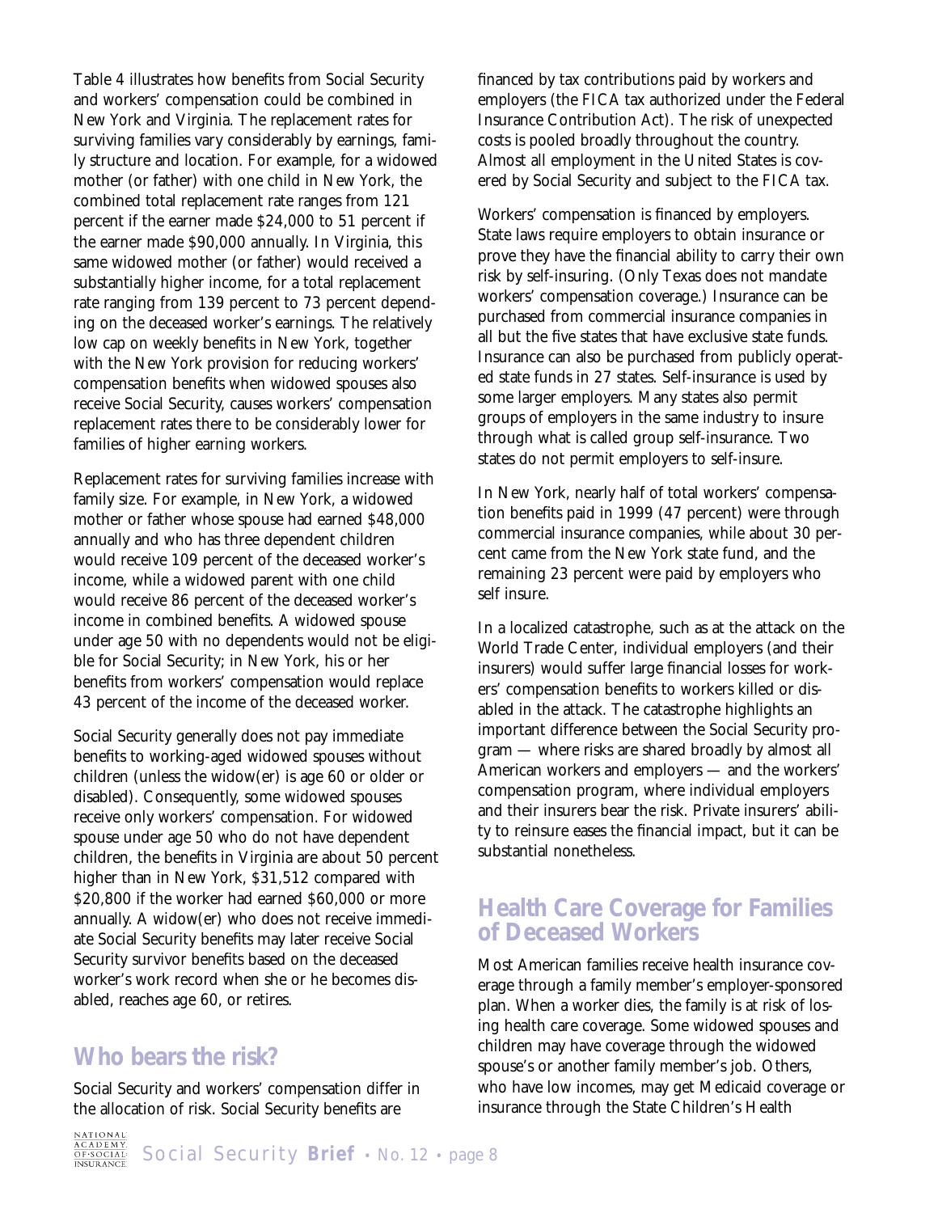Table 4 illustrates how benefits from Social Security and workers' compensation could be combined in New York and Virginia. The replacement rates for surviving families vary considerably by earnings, family structure and location. For example, for a widowed mother (or father) with one child in New York, the combined total replacement rate ranges from 121 percent if the earner made $24,000 to 51 percent if the earner made $90,000 annually. In Virginia, this same widowed mother (or father) would received a substantially higher income, for a total replacement rate ranging from 139 percent to 73 percent depending on the deceased worker's earnings. The relatively low cap on weekly benefits in New York, together with the New York provision for reducing workers' compensation benefits when widowed spouses also receive Social Security, causes workers' compensation replacement rates there to be considerably lower for families of higher earning workers.

Replacement rates for surviving families increase with family size. For example, in New York, a widowed mother or father whose spouse had earned $48,000 annually and who has three dependent children would receive 109 percent of the deceased worker's income, while a widowed parent with one child would receive 86 percent of the deceased worker's income in combined benefits. A widowed spouse under age 50 with no dependents would not be eligible for Social Security; in New York, his or her benefits from workers' compensation would replace 43 percent of the income of the deceased worker.

Social Security generally does not pay immediate benefits to working-aged widowed spouses without children (unless the widow(er) is age 60 or older or disabled). Consequently, some widowed spouses receive only workers' compensation. For widowed spouse under age 50 who do not have dependent children, the benefits in Virginia are about 50 percent higher than in New York, $31,512 compared with $20,800 if the worker had earned $60,000 or more annually. A widow(er) who does not receive immediate Social Security benefits may later receive Social Security survivor benefits based on the deceased worker's work record when she or he becomes disabled, reaches age 60, or retires.

## Who bears the risk?

Social Security and workers' compensation differ in the allocation of risk. Social Security benefits are financed by tax contributions paid by workers and employers (the FICA tax authorized under the Federal Insurance Contribution Act). The risk of unexpected costs is pooled broadly throughout the country. Almost all employment in the United States is covered by Social Security and subject to the FICA tax.

Workers' compensation is financed by employers. State laws require employers to obtain insurance or prove they have the financial ability to carry their own risk by self-insuring. (Only Texas does not mandate workers' compensation coverage.) Insurance can be purchased from commercial insurance companies in all but the five states that have exclusive state funds. Insurance can also be purchased from publicly operated state funds in 27 states. Self-insurance is used by some larger employers. Many states also permit groups of employers in the same industry to insure through what is called group self-insurance. Two states do not permit employers to self-insure.

In New York, nearly half of total workers' compensation benefits paid in 1999 (47 percent) were through commercial insurance companies, while about 30 percent came from the New York state fund, and the remaining 23 percent were paid by employers who self insure.

In a localized catastrophe, such as at the attack on the World Trade Center, individual employers (and their insurers) would suffer large financial losses for workers' compensation benefits to workers killed or disabled in the attack. The catastrophe highlights an important difference between the Social Security program — where risks are shared broadly by almost all American workers and employers — and the workers' compensation program, where individual employers and their insurers bear the risk. Private insurers' ability to reinsure eases the financial impact, but it can be substantial nonetheless.

## Health Care Coverage for Families of Deceased Workers

Most American families receive health insurance coverage through a family member's employer-sponsored plan. When a worker dies, the family is at risk of losing health care coverage. Some widowed spouses and children may have coverage through the widowed spouse's or another family member's job. Others, who have low incomes, may get Medicaid coverage or insurance through the State Children's Health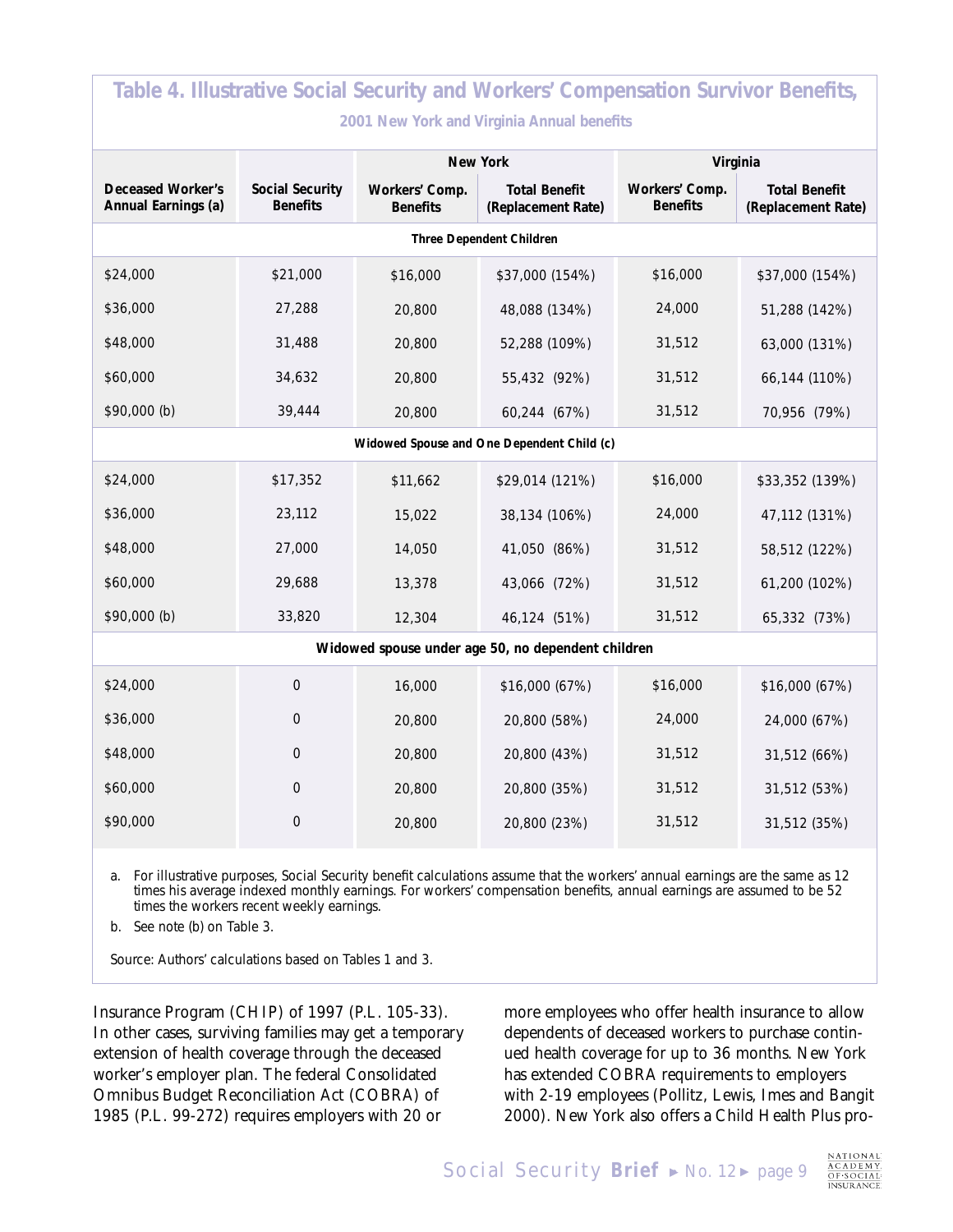**Table 4. Illustrative Social Security and Workers' Compensation Survivor Benefits, 2001 New York and Virginia Annual benefits**

| | | New York | | Virginia | |
|---|---|---|---|---|---|
| Deceased Worker's Annual Earnings (a) | Social Security Benefits | Workers' Comp. Benefits | Total Benefit (Replacement Rate) | Workers' Comp. Benefits | Total Benefit (Replacement Rate) |
| **Three Dependent Children** | | | | | |
| $24,000 | $21,000 | $16,000 | $37,000 (154%) | $16,000 | $37,000 (154%) |
| $36,000 | 27,288 | 20,800 | 48,088 (134%) | 24,000 | 51,288 (142%) |
| $48,000 | 31,488 | 20,800 | 52,288 (109%) | 31,512 | 63,000 (131%) |
| $60,000 | 34,632 | 20,800 | 55,432 (92%) | 31,512 | 66,144 (110%) |
| $90,000 (b) | 39,444 | 20,800 | 60,244 (67%) | 31,512 | 70,956 (79%) |
| **Widowed Spouse and One Dependent Child (c)** | | | | | |
| $24,000 | $17,352 | $11,662 | $29,014 (121%) | $16,000 | $33,352 (139%) |
| $36,000 | 23,112 | 15,022 | 38,134 (106%) | 24,000 | 47,112 (131%) |
| $48,000 | 27,000 | 14,050 | 41,050 (86%) | 31,512 | 58,512 (122%) |
| $60,000 | 29,688 | 13,378 | 43,066 (72%) | 31,512 | 61,200 (102%) |
| $90,000 (b) | 33,820 | 12,304 | 46,124 (51%) | 31,512 | 65,332 (73%) |
| **Widowed spouse under age 50, no dependent children** | | | | | |
| $24,000 | 0 | 16,000 | $16,000 (67%) | $16,000 | $16,000 (67%) |
| $36,000 | 0 | 20,800 | 20,800 (58%) | 24,000 | 24,000 (67%) |
| $48,000 | 0 | 20,800 | 20,800 (43%) | 31,512 | 31,512 (66%) |
| $60,000 | 0 | 20,800 | 20,800 (35%) | 31,512 | 31,512 (53%) |
| $90,000 | 0 | 20,800 | 20,800 (23%) | 31,512 | 31,512 (35%) |

a. For illustrative purposes, Social Security benefit calculations assume that the workers' annual earnings are the same as 12 times his average indexed monthly earnings. For workers' compensation benefits, annual earnings are assumed to be 52 times the workers recent weekly earnings.

b. See note (b) on Table 3.

Source: Authors' calculations based on Tables 1 and 3.

Insurance Program (CHIP) of 1997 (P.L. 105-33). In other cases, surviving families may get a temporary extension of health coverage through the deceased worker's employer plan. The federal Consolidated Omnibus Budget Reconciliation Act (COBRA) of 1985 (P.L. 99-272) requires employers with 20 or more employees who offer health insurance to allow dependents of deceased workers to purchase continued health coverage for up to 36 months. New York has extended COBRA requirements to employers with 2-19 employees (Pollitz, Lewis, Imes and Bangit 2000). New York also offers a Child Health Plus pro-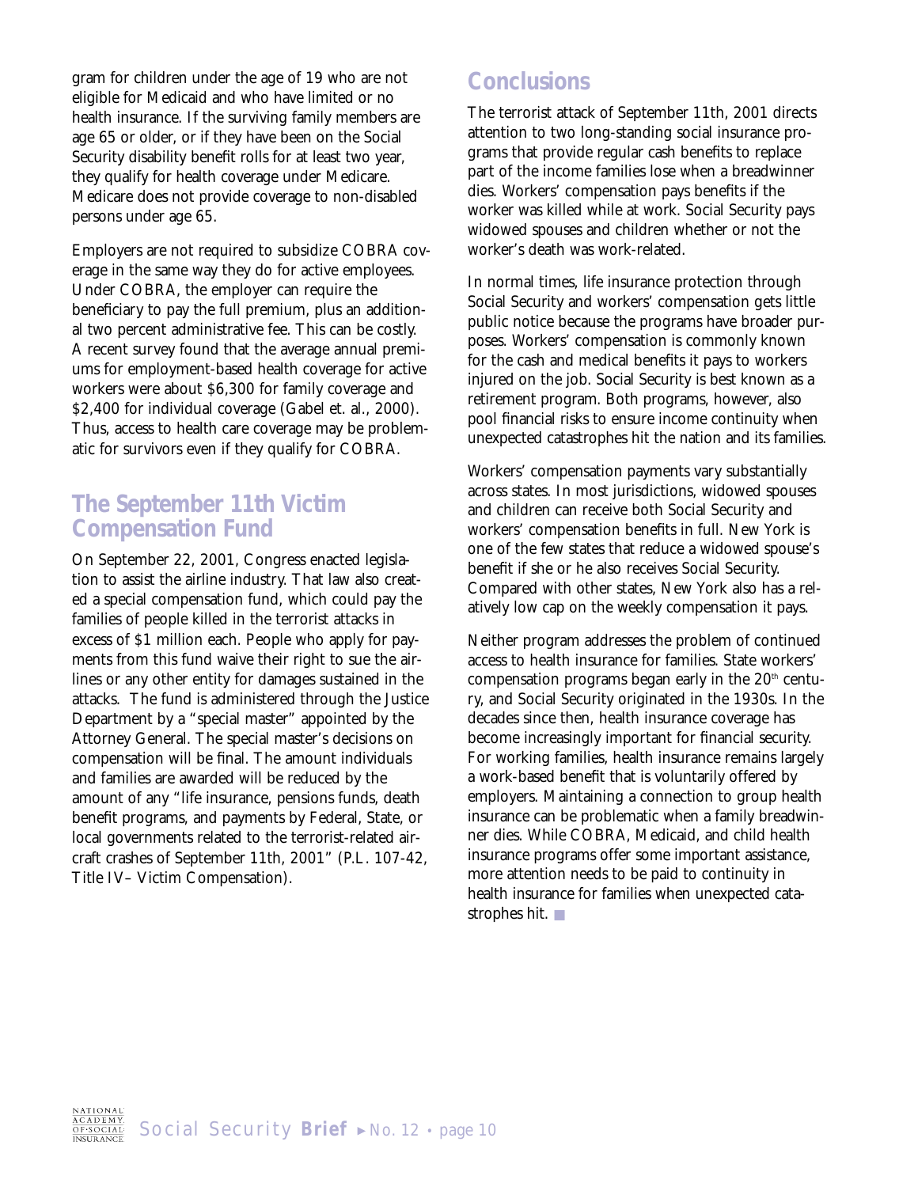gram for children under the age of 19 who are not eligible for Medicaid and who have limited or no health insurance. If the surviving family members are age 65 or older, or if they have been on the Social Security disability benefit rolls for at least two year, they qualify for health coverage under Medicare. Medicare does not provide coverage to non-disabled persons under age 65.

Employers are not required to subsidize COBRA coverage in the same way they do for active employees. Under COBRA, the employer can require the beneficiary to pay the full premium, plus an additional two percent administrative fee. This can be costly. A recent survey found that the average annual premiums for employment-based health coverage for active workers were about $6,300 for family coverage and $2,400 for individual coverage (Gabel et. al., 2000). Thus, access to health care coverage may be problematic for survivors even if they qualify for COBRA.

## The September 11th Victim Compensation Fund

On September 22, 2001, Congress enacted legislation to assist the airline industry. That law also created a special compensation fund, which could pay the families of people killed in the terrorist attacks in excess of $1 million each. People who apply for payments from this fund waive their right to sue the airlines or any other entity for damages sustained in the attacks. The fund is administered through the Justice Department by a "special master" appointed by the Attorney General. The special master's decisions on compensation will be final. The amount individuals and families are awarded will be reduced by the amount of any "life insurance, pensions funds, death benefit programs, and payments by Federal, State, or local governments related to the terrorist-related aircraft crashes of September 11th, 2001" (P.L. 107-42, Title IV– Victim Compensation).

## Conclusions

The terrorist attack of September 11th, 2001 directs attention to two long-standing social insurance programs that provide regular cash benefits to replace part of the income families lose when a breadwinner dies. Workers' compensation pays benefits if the worker was killed while at work. Social Security pays widowed spouses and children whether or not the worker's death was work-related.

In normal times, life insurance protection through Social Security and workers' compensation gets little public notice because the programs have broader purposes. Workers' compensation is commonly known for the cash and medical benefits it pays to workers injured on the job. Social Security is best known as a retirement program. Both programs, however, also pool financial risks to ensure income continuity when unexpected catastrophes hit the nation and its families.

Workers' compensation payments vary substantially across states. In most jurisdictions, widowed spouses and children can receive both Social Security and workers' compensation benefits in full. New York is one of the few states that reduce a widowed spouse's benefit if she or he also receives Social Security. Compared with other states, New York also has a relatively low cap on the weekly compensation it pays.

Neither program addresses the problem of continued access to health insurance for families. State workers' compensation programs began early in the 20th century, and Social Security originated in the 1930s. In the decades since then, health insurance coverage has become increasingly important for financial security. For working families, health insurance remains largely a work-based benefit that is voluntarily offered by employers. Maintaining a connection to group health insurance can be problematic when a family breadwinner dies. While COBRA, Medicaid, and child health insurance programs offer some important assistance, more attention needs to be paid to continuity in health insurance for families when unexpected catastrophes hit. ■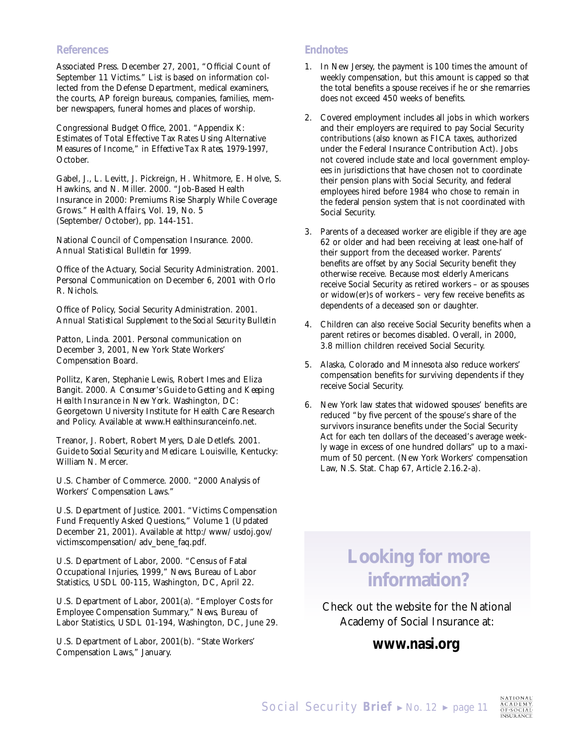## References

Associated Press. December 27, 2001, "Official Count of September 11 Victims." List is based on information collected from the Defense Department, medical examiners, the courts, AP foreign bureaus, companies, families, member newspapers, funeral homes and places of worship.

Congressional Budget Office, 2001. "Appendix K: Estimates of Total Effective Tax Rates Using Alternative Measures of Income," in *Effective Tax Rates, 1979-1997*, October.

Gabel, J., L. Levitt, J. Pickreign, H. Whitmore, E. Holve, S. Hawkins, and N. Miller. 2000. "Job-Based Health Insurance in 2000: Premiums Rise Sharply While Coverage Grows." *Health Affairs*, Vol. 19, No. 5 (September/October), pp. 144-151.

National Council of Compensation Insurance. 2000. *Annual Statistical Bulletin for 1999.*

Office of the Actuary, Social Security Administration. 2001. Personal Communication on December 6, 2001 with Orlo R. Nichols.

Office of Policy, Social Security Administration. 2001. *Annual Statistical Supplement to the Social Security Bulletin*

Patton, Linda. 2001. Personal communication on December 3, 2001, New York State Workers' Compensation Board.

Pollitz, Karen, Stephanie Lewis, Robert Imes and Eliza Bangit. 2000. *A Consumer's Guide to Getting and Keeping Health Insurance in New York.* Washington, DC: Georgetown University Institute for Health Care Research and Policy. Available at www.Healthinsuranceinfo.net.

Treanor, J. Robert, Robert Myers, Dale Detlefs. 2001. *Guide to Social Security and Medicare.* Louisville, Kentucky: William N. Mercer.

U.S. Chamber of Commerce. 2000. "2000 Analysis of Workers' Compensation Laws."

U.S. Department of Justice. 2001. "Victims Compensation Fund Frequently Asked Questions," Volume 1 (Updated December 21, 2001). Available at http:/www/usdoj.gov/victimscompensation/adv_bene_faq.pdf.

U.S. Department of Labor, 2000. "Census of Fatal Occupational Injuries, 1999," *News*, Bureau of Labor Statistics, USDL 00-115, Washington, DC, April 22.

U.S. Department of Labor, 2001(a). "Employer Costs for Employee Compensation Summary," *News*, Bureau of Labor Statistics, USDL 01-194, Washington, DC, June 29.

U.S. Department of Labor, 2001(b). "State Workers' Compensation Laws," January.

## Endnotes

1. In New Jersey, the payment is 100 times the amount of weekly compensation, but this amount is capped so that the total benefits a spouse receives if he or she remarries does not exceed 450 weeks of benefits.

2. Covered employment includes all jobs in which workers and their employers are required to pay Social Security contributions (also known as FICA taxes, authorized under the Federal Insurance Contribution Act). Jobs not covered include state and local government employees in jurisdictions that have chosen not to coordinate their pension plans with Social Security, and federal employees hired before 1984 who chose to remain in the federal pension system that is not coordinated with Social Security.

3. Parents of a deceased worker are eligible if they are age 62 or older and had been receiving at least one-half of their support from the deceased worker. Parents' benefits are offset by any Social Security benefit they otherwise receive. Because most elderly Americans receive Social Security as retired workers – or as spouses or widow(er)s of workers – very few receive benefits as dependents of a deceased son or daughter.

4. Children can also receive Social Security benefits when a parent retires or becomes disabled. Overall, in 2000, 3.8 million children received Social Security.

5. Alaska, Colorado and Minnesota also reduce workers' compensation benefits for surviving dependents if they receive Social Security.

6. New York law states that widowed spouses' benefits are reduced "by five percent of the spouse's share of the survivors insurance benefits under the Social Security Act for each ten dollars of the deceased's average weekly wage in excess of one hundred dollars" up to a maximum of 50 percent. (New York Workers' compensation Law, N.S. Stat. Chap 67, Article 2.16.2-a).

## Looking for more information?

Check out the website for the National Academy of Social Insurance at:

**www.nasi.org**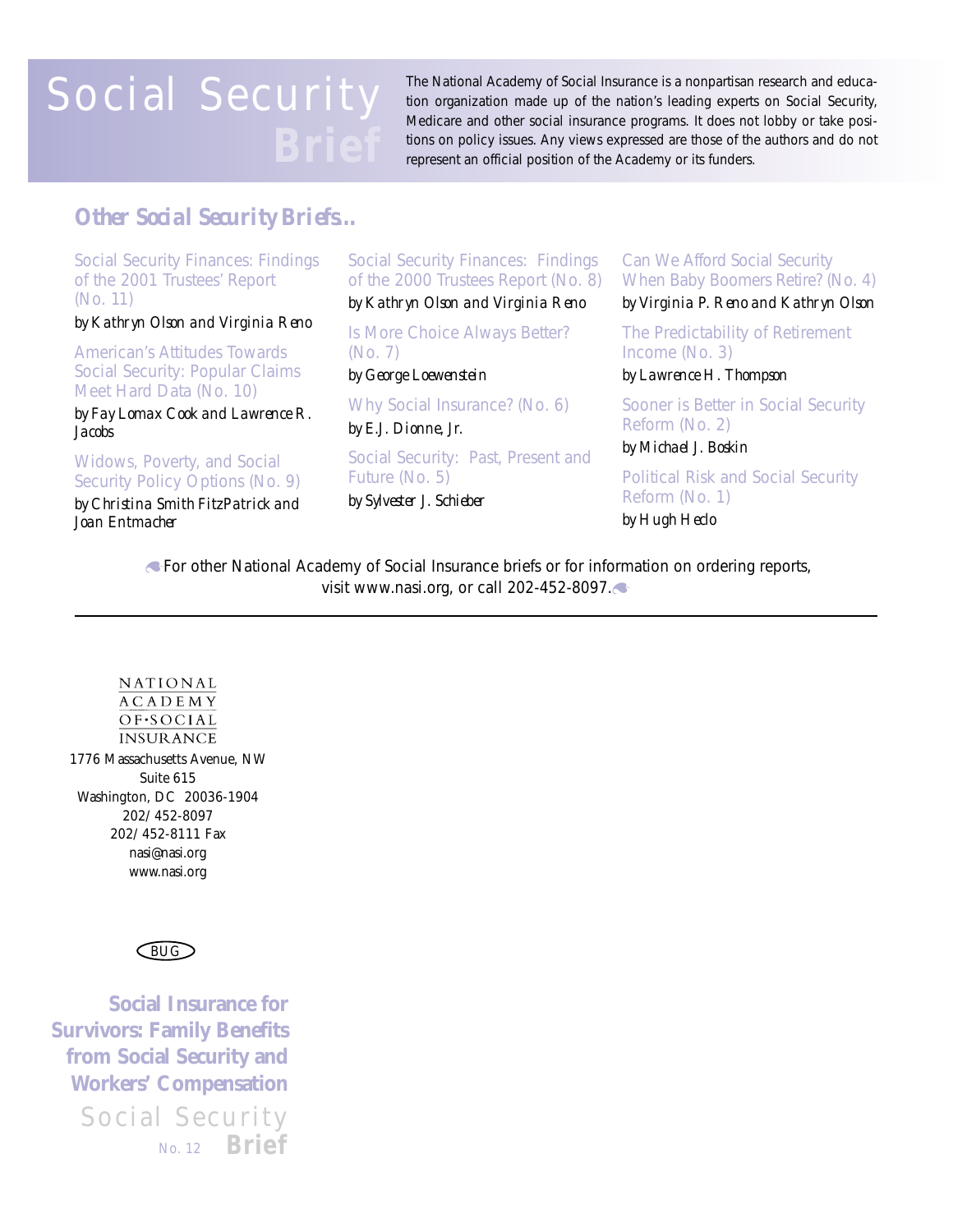# Social Security Brief

The National Academy of Social Insurance is a nonpartisan research and education organization made up of the nation's leading experts on Social Security, Medicare and other social insurance programs. It does not lobby or take positions on policy issues. Any views expressed are those of the authors and do not represent an official position of the Academy or its funders.

## *Other Social Security Briefs...*

Social Security Finances: Findings of the 2001 Trustees' Report (No. 11)
*by Kathryn Olson and Virginia Reno*

American's Attitudes Towards Social Security: Popular Claims Meet Hard Data (No. 10)
*by Fay Lomax Cook and Lawrence R. Jacobs*

Widows, Poverty, and Social Security Policy Options (No. 9)
*by Christina Smith FitzPatrick and Joan Entmacher*

Social Security Finances: Findings of the 2000 Trustees Report (No. 8)
*by Kathryn Olson and Virginia Reno*

Is More Choice Always Better? (No. 7)
*by George Loewenstein*

Why Social Insurance? (No. 6)
*by E.J. Dionne, Jr.*

Social Security: Past, Present and Future (No. 5)
*by Sylvester J. Schieber*

Can We Afford Social Security When Baby Boomers Retire? (No. 4)
*by Virginia P. Reno and Kathryn Olson*

The Predictability of Retirement Income (No. 3)
*by Lawrence H. Thompson*

Sooner is Better in Social Security Reform (No. 2)
*by Michael J. Boskin*

Political Risk and Social Security Reform (No. 1)
*by Hugh Heclo*

For other National Academy of Social Insurance briefs or for information on ordering reports, visit www.nasi.org, or call 202-452-8097.

---

NATIONAL ACADEMY OF SOCIAL INSURANCE
1776 Massachusetts Avenue, NW
Suite 615
Washington, DC 20036-1904
202/452-8097
202/452-8111 Fax
nasi@nasi.org
www.nasi.org

BUG

**Social Insurance for Survivors: Family Benefits from Social Security and Workers' Compensation**

Social Security
No. 12 **Brief**